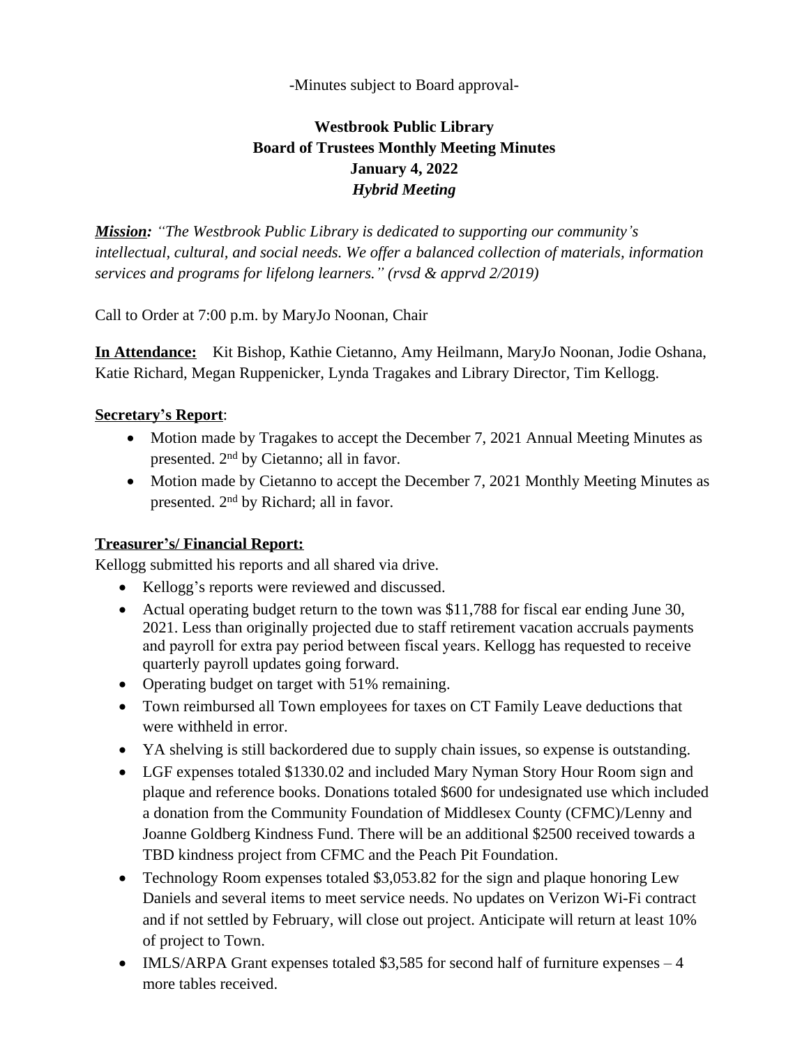-Minutes subject to Board approval-

# Westbrook Public Library
## Board of Trustees Monthly Meeting Minutes
## January 4, 2022
### *Hybrid Meeting*

***Mission:*** *"The Westbrook Public Library is dedicated to supporting our community's intellectual, cultural, and social needs. We offer a balanced collection of materials, information services and programs for lifelong learners." (rvsd & apprvd 2/2019)*

Call to Order at 7:00 p.m. by MaryJo Noonan, Chair

**In Attendance:** Kit Bishop, Kathie Cietanno, Amy Heilmann, MaryJo Noonan, Jodie Oshana, Katie Richard, Megan Ruppenicker, Lynda Tragakes and Library Director, Tim Kellogg.

**Secretary's Report**:

- Motion made by Tragakes to accept the December 7, 2021 Annual Meeting Minutes as presented. 2nd by Cietanno; all in favor.
- Motion made by Cietanno to accept the December 7, 2021 Monthly Meeting Minutes as presented. 2nd by Richard; all in favor.

**Treasurer's/ Financial Report:**

Kellogg submitted his reports and all shared via drive.

- Kellogg's reports were reviewed and discussed.
- Actual operating budget return to the town was $11,788 for fiscal ear ending June 30, 2021. Less than originally projected due to staff retirement vacation accruals payments and payroll for extra pay period between fiscal years. Kellogg has requested to receive quarterly payroll updates going forward.
- Operating budget on target with 51% remaining.
- Town reimbursed all Town employees for taxes on CT Family Leave deductions that were withheld in error.
- YA shelving is still backordered due to supply chain issues, so expense is outstanding.
- LGF expenses totaled $1330.02 and included Mary Nyman Story Hour Room sign and plaque and reference books. Donations totaled $600 for undesignated use which included a donation from the Community Foundation of Middlesex County (CFMC)/Lenny and Joanne Goldberg Kindness Fund. There will be an additional $2500 received towards a TBD kindness project from CFMC and the Peach Pit Foundation.
- Technology Room expenses totaled $3,053.82 for the sign and plaque honoring Lew Daniels and several items to meet service needs. No updates on Verizon Wi-Fi contract and if not settled by February, will close out project. Anticipate will return at least 10% of project to Town.
- IMLS/ARPA Grant expenses totaled $3,585 for second half of furniture expenses – 4 more tables received.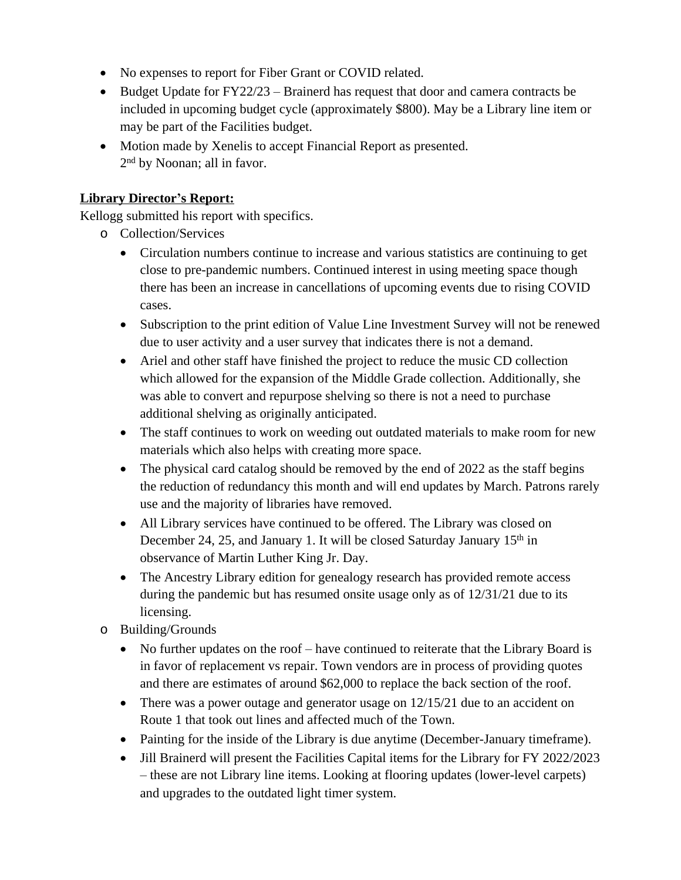- No expenses to report for Fiber Grant or COVID related.
- Budget Update for FY22/23 – Brainerd has request that door and camera contracts be included in upcoming budget cycle (approximately $800). May be a Library line item or may be part of the Facilities budget.
- Motion made by Xenelis to accept Financial Report as presented.
  2nd by Noonan; all in favor.

**Library Director's Report:**

Kellogg submitted his report with specifics.

- Collection/Services
  - Circulation numbers continue to increase and various statistics are continuing to get close to pre-pandemic numbers. Continued interest in using meeting space though there has been an increase in cancellations of upcoming events due to rising COVID cases.
  - Subscription to the print edition of Value Line Investment Survey will not be renewed due to user activity and a user survey that indicates there is not a demand.
  - Ariel and other staff have finished the project to reduce the music CD collection which allowed for the expansion of the Middle Grade collection. Additionally, she was able to convert and repurpose shelving so there is not a need to purchase additional shelving as originally anticipated.
  - The staff continues to work on weeding out outdated materials to make room for new materials which also helps with creating more space.
  - The physical card catalog should be removed by the end of 2022 as the staff begins the reduction of redundancy this month and will end updates by March. Patrons rarely use and the majority of libraries have removed.
  - All Library services have continued to be offered. The Library was closed on December 24, 25, and January 1. It will be closed Saturday January 15th in observance of Martin Luther King Jr. Day.
  - The Ancestry Library edition for genealogy research has provided remote access during the pandemic but has resumed onsite usage only as of 12/31/21 due to its licensing.
- Building/Grounds
  - No further updates on the roof – have continued to reiterate that the Library Board is in favor of replacement vs repair. Town vendors are in process of providing quotes and there are estimates of around $62,000 to replace the back section of the roof.
  - There was a power outage and generator usage on 12/15/21 due to an accident on Route 1 that took out lines and affected much of the Town.
  - Painting for the inside of the Library is due anytime (December-January timeframe).
  - Jill Brainerd will present the Facilities Capital items for the Library for FY 2022/2023 – these are not Library line items. Looking at flooring updates (lower-level carpets) and upgrades to the outdated light timer system.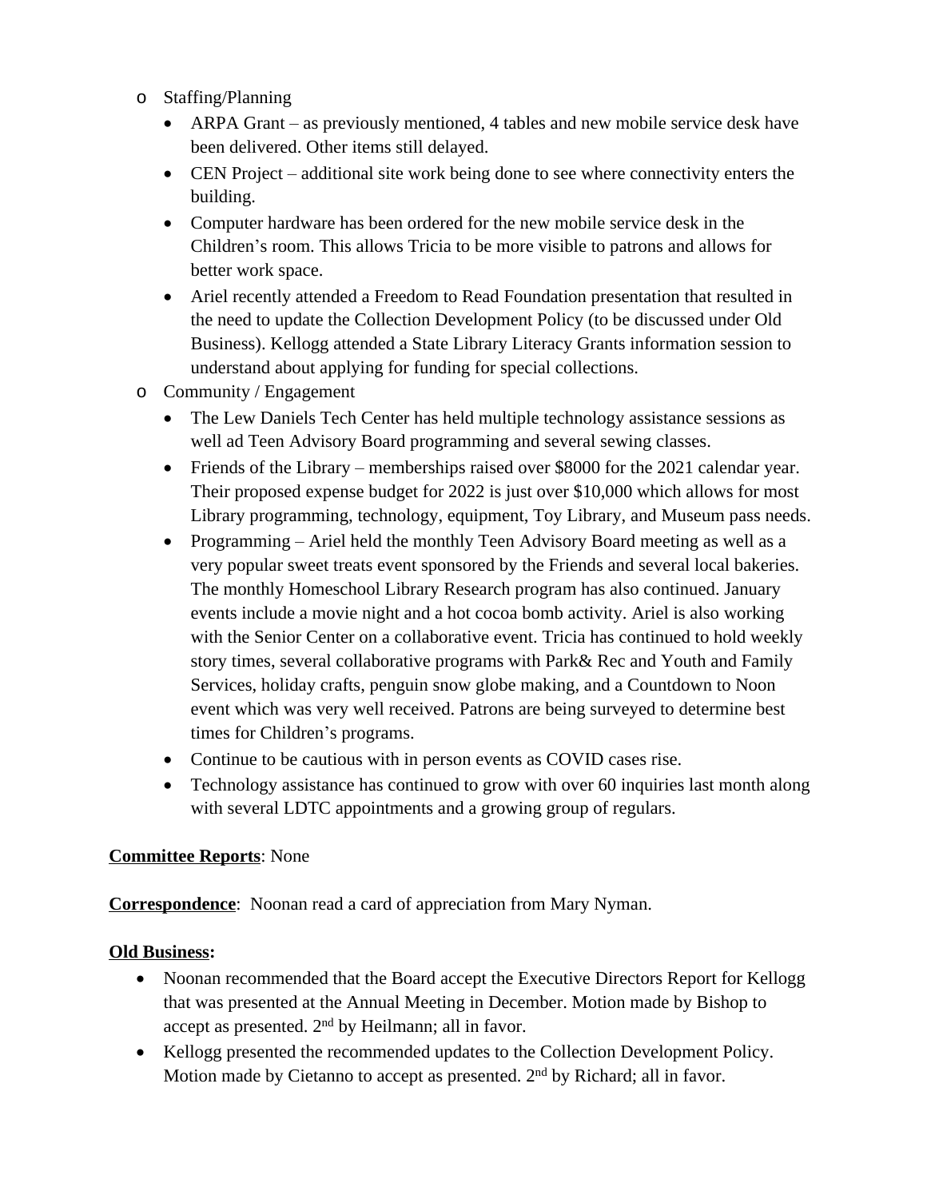- Staffing/Planning
  - ARPA Grant – as previously mentioned, 4 tables and new mobile service desk have been delivered. Other items still delayed.
  - CEN Project – additional site work being done to see where connectivity enters the building.
  - Computer hardware has been ordered for the new mobile service desk in the Children's room. This allows Tricia to be more visible to patrons and allows for better work space.
  - Ariel recently attended a Freedom to Read Foundation presentation that resulted in the need to update the Collection Development Policy (to be discussed under Old Business). Kellogg attended a State Library Literacy Grants information session to understand about applying for funding for special collections.
- Community / Engagement
  - The Lew Daniels Tech Center has held multiple technology assistance sessions as well ad Teen Advisory Board programming and several sewing classes.
  - Friends of the Library – memberships raised over $8000 for the 2021 calendar year. Their proposed expense budget for 2022 is just over $10,000 which allows for most Library programming, technology, equipment, Toy Library, and Museum pass needs.
  - Programming – Ariel held the monthly Teen Advisory Board meeting as well as a very popular sweet treats event sponsored by the Friends and several local bakeries. The monthly Homeschool Library Research program has also continued. January events include a movie night and a hot cocoa bomb activity. Ariel is also working with the Senior Center on a collaborative event. Tricia has continued to hold weekly story times, several collaborative programs with Park& Rec and Youth and Family Services, holiday crafts, penguin snow globe making, and a Countdown to Noon event which was very well received. Patrons are being surveyed to determine best times for Children's programs.
  - Continue to be cautious with in person events as COVID cases rise.
  - Technology assistance has continued to grow with over 60 inquiries last month along with several LDTC appointments and a growing group of regulars.

**Committee Reports**: None

**Correspondence**: Noonan read a card of appreciation from Mary Nyman.

**Old Business:**

- Noonan recommended that the Board accept the Executive Directors Report for Kellogg that was presented at the Annual Meeting in December. Motion made by Bishop to accept as presented. 2nd by Heilmann; all in favor.
- Kellogg presented the recommended updates to the Collection Development Policy. Motion made by Cietanno to accept as presented. 2nd by Richard; all in favor.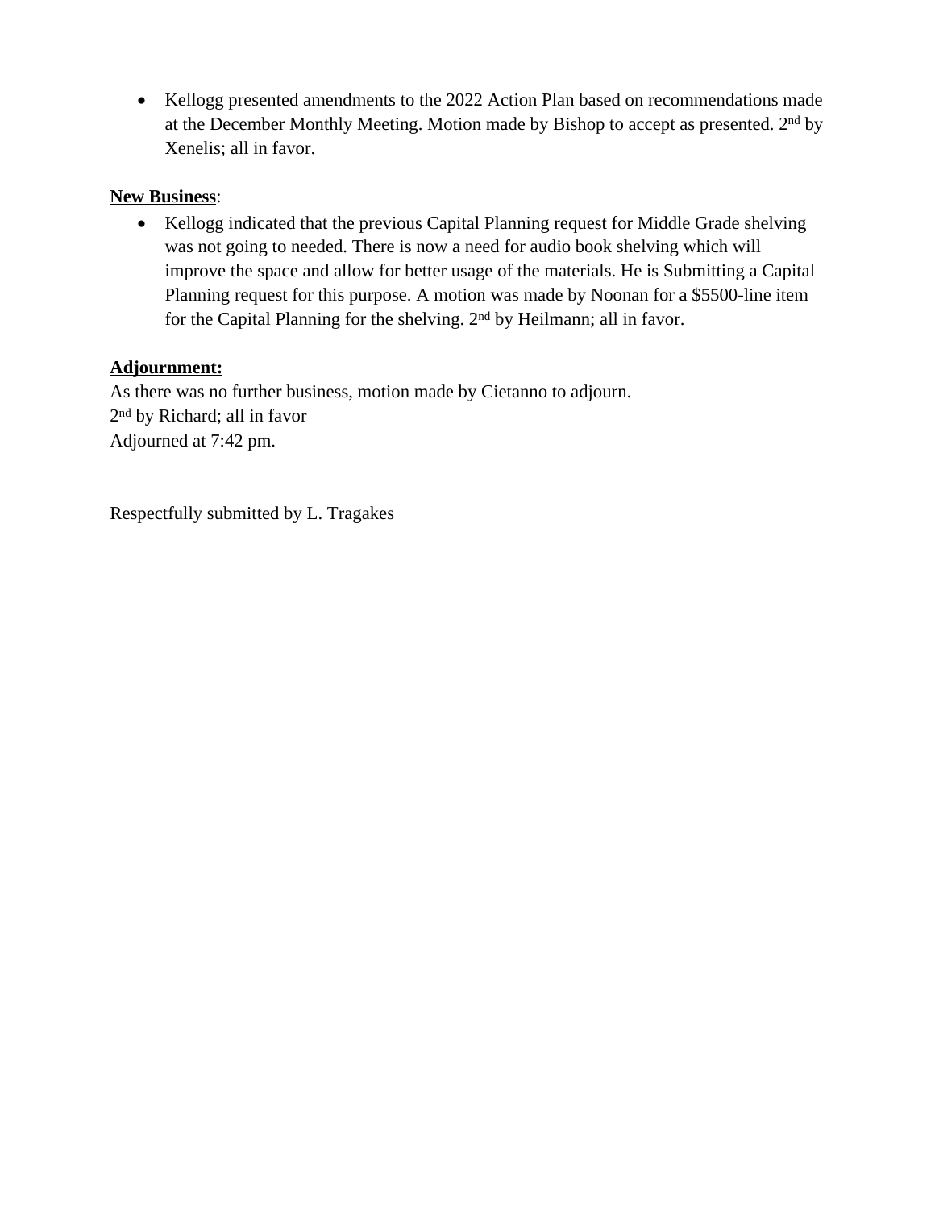- Kellogg presented amendments to the 2022 Action Plan based on recommendations made at the December Monthly Meeting. Motion made by Bishop to accept as presented. 2nd by Xenelis; all in favor.

**New Business**:

- Kellogg indicated that the previous Capital Planning request for Middle Grade shelving was not going to needed. There is now a need for audio book shelving which will improve the space and allow for better usage of the materials. He is Submitting a Capital Planning request for this purpose. A motion was made by Noonan for a $5500-line item for the Capital Planning for the shelving. 2nd by Heilmann; all in favor.

**Adjournment:**

As there was no further business, motion made by Cietanno to adjourn.
2nd by Richard; all in favor
Adjourned at 7:42 pm.

Respectfully submitted by L. Tragakes